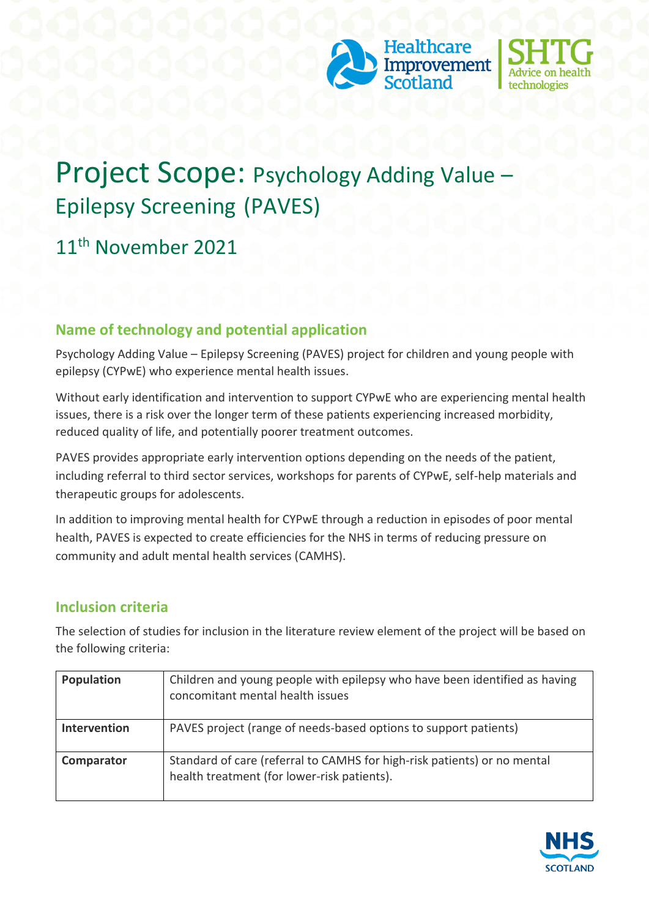# Project Scope: Psychology Adding Value – Epilepsy Screening (PAVES)

## 11th November 2021

### Name of technology and potential application

Psychology Adding Value – Epilepsy Screening (PAVES) project for children and young people with epilepsy (CYPwE) who experience mental health issues.

Without early identification and intervention to support CYPwE who are experiencing mental health issues, there is a risk over the longer term of these patients experiencing increased morbidity, reduced quality of life, and potentially poorer treatment outcomes.

PAVES provides appropriate early intervention options depending on the needs of the patient, including referral to third sector services, workshops for parents of CYPwE, self-help materials and therapeutic groups for adolescents.

In addition to improving mental health for CYPwE through a reduction in episodes of poor mental health, PAVES is expected to create efficiencies for the NHS in terms of reducing pressure on community and adult mental health services (CAMHS).

### Inclusion criteria

The selection of studies for inclusion in the literature review element of the project will be based on the following criteria:

| | |
|---|---|
| **Population** | Children and young people with epilepsy who have been identified as having concomitant mental health issues |
| **Intervention** | PAVES project (range of needs-based options to support patients) |
| **Comparator** | Standard of care (referral to CAMHS for high-risk patients) or no mental health treatment (for lower-risk patients). |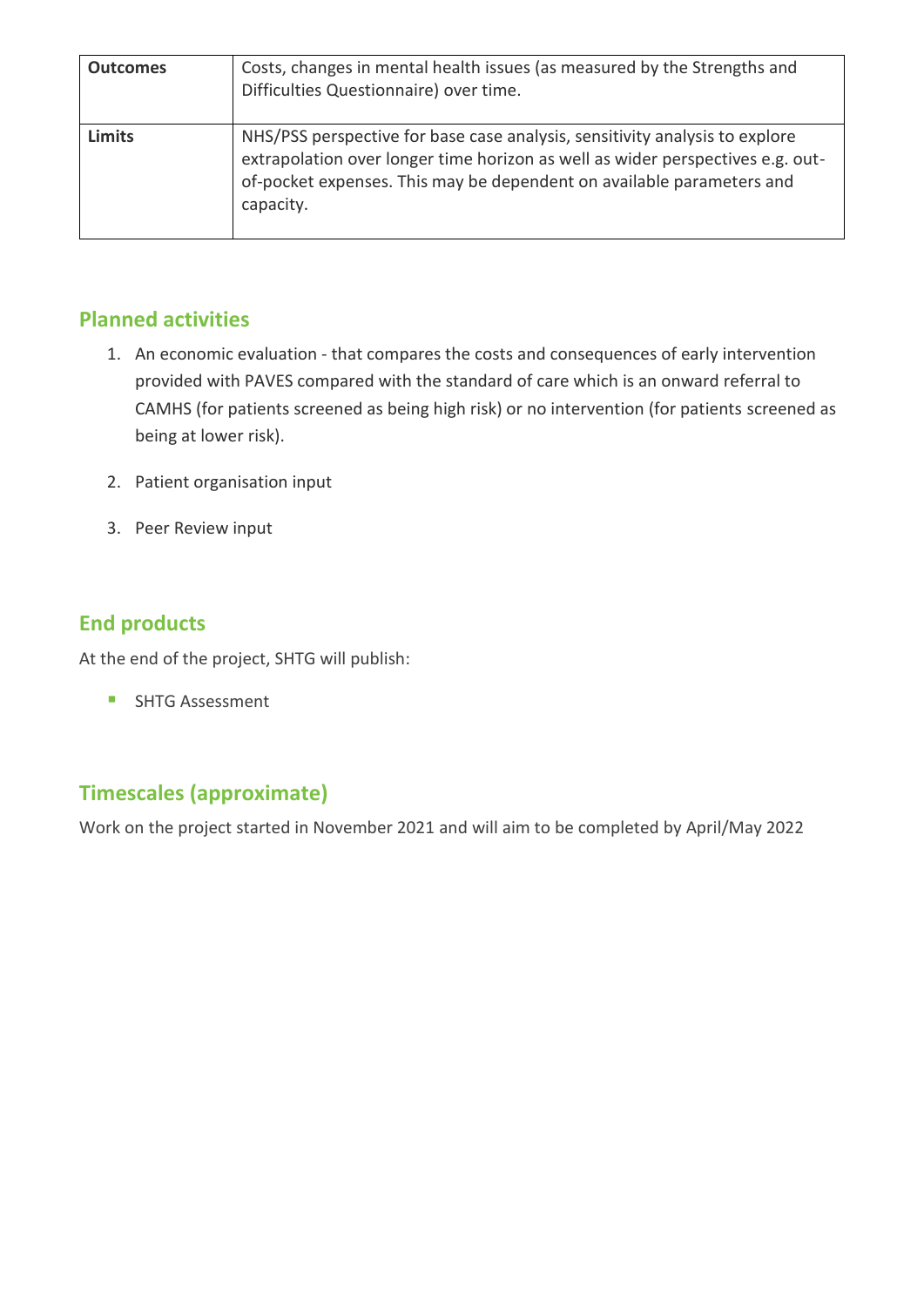| | |
|---|---|
| **Outcomes** | Costs, changes in mental health issues (as measured by the Strengths and Difficulties Questionnaire) over time. |
| **Limits** | NHS/PSS perspective for base case analysis, sensitivity analysis to explore extrapolation over longer time horizon as well as wider perspectives e.g. out-of-pocket expenses. This may be dependent on available parameters and capacity. |

## Planned activities

1. An economic evaluation - that compares the costs and consequences of early intervention provided with PAVES compared with the standard of care which is an onward referral to CAMHS (for patients screened as being high risk) or no intervention (for patients screened as being at lower risk).
2. Patient organisation input
3. Peer Review input

## End products

At the end of the project, SHTG will publish:

- SHTG Assessment

## Timescales (approximate)

Work on the project started in November 2021 and will aim to be completed by April/May 2022